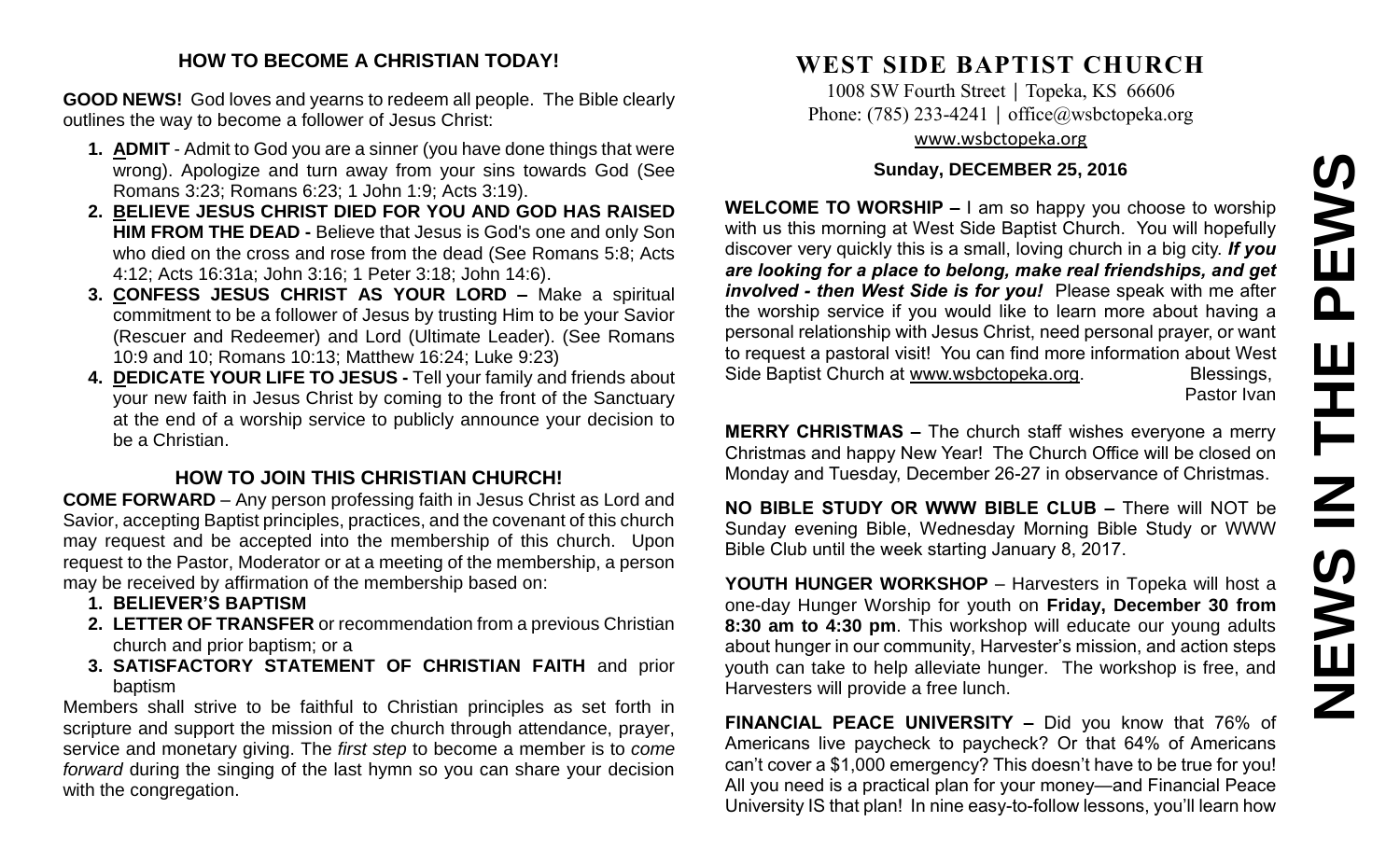## HOW TO BECOME A CHRISTIAN TODAY!

**GOOD NEWS!** God loves and yearns to redeem all people. The Bible clearly outlines the way to become a follower of Jesus Christ:

1. **ADMIT** - Admit to God you are a sinner (you have done things that were wrong). Apologize and turn away from your sins towards God (See Romans 3:23; Romans 6:23; 1 John 1:9; Acts 3:19).
2. **BELIEVE JESUS CHRIST DIED FOR YOU AND GOD HAS RAISED HIM FROM THE DEAD -** Believe that Jesus is God's one and only Son who died on the cross and rose from the dead (See Romans 5:8; Acts 4:12; Acts 16:31a; John 3:16; 1 Peter 3:18; John 14:6).
3. **CONFESS JESUS CHRIST AS YOUR LORD –** Make a spiritual commitment to be a follower of Jesus by trusting Him to be your Savior (Rescuer and Redeemer) and Lord (Ultimate Leader). (See Romans 10:9 and 10; Romans 10:13; Matthew 16:24; Luke 9:23)
4. **DEDICATE YOUR LIFE TO JESUS -** Tell your family and friends about your new faith in Jesus Christ by coming to the front of the Sanctuary at the end of a worship service to publicly announce your decision to be a Christian.

## HOW TO JOIN THIS CHRISTIAN CHURCH!

**COME FORWARD** – Any person professing faith in Jesus Christ as Lord and Savior, accepting Baptist principles, practices, and the covenant of this church may request and be accepted into the membership of this church. Upon request to the Pastor, Moderator or at a meeting of the membership, a person may be received by affirmation of the membership based on:

1. **BELIEVER'S BAPTISM**
2. **LETTER OF TRANSFER** or recommendation from a previous Christian church and prior baptism; or a
3. **SATISFACTORY STATEMENT OF CHRISTIAN FAITH** and prior baptism

Members shall strive to be faithful to Christian principles as set forth in scripture and support the mission of the church through attendance, prayer, service and monetary giving. The *first step* to become a member is to *come forward* during the singing of the last hymn so you can share your decision with the congregation.

# WEST SIDE BAPTIST CHURCH

1008 SW Fourth Street | Topeka, KS 66606
Phone: (785) 233-4241 | office@wsbctopeka.org
www.wsbctopeka.org

**Sunday, DECEMBER 25, 2016**

# NEWS IN THE PEWS

**WELCOME TO WORSHIP –** I am so happy you choose to worship with us this morning at West Side Baptist Church. You will hopefully discover very quickly this is a small, loving church in a big city. ***If you are looking for a place to belong, make real friendships, and get involved - then West Side is for you!*** Please speak with me after the worship service if you would like to learn more about having a personal relationship with Jesus Christ, need personal prayer, or want to request a pastoral visit! You can find more information about West Side Baptist Church at www.wsbctopeka.org. Blessings, Pastor Ivan

**MERRY CHRISTMAS –** The church staff wishes everyone a merry Christmas and happy New Year! The Church Office will be closed on Monday and Tuesday, December 26-27 in observance of Christmas.

**NO BIBLE STUDY OR WWW BIBLE CLUB –** There will NOT be Sunday evening Bible, Wednesday Morning Bible Study or WWW Bible Club until the week starting January 8, 2017.

**YOUTH HUNGER WORKSHOP** – Harvesters in Topeka will host a one-day Hunger Worship for youth on **Friday, December 30 from 8:30 am to 4:30 pm**. This workshop will educate our young adults about hunger in our community, Harvester's mission, and action steps youth can take to help alleviate hunger. The workshop is free, and Harvesters will provide a free lunch.

**FINANCIAL PEACE UNIVERSITY –** Did you know that 76% of Americans live paycheck to paycheck? Or that 64% of Americans can't cover a $1,000 emergency? This doesn't have to be true for you! All you need is a practical plan for your money—and Financial Peace University IS that plan! In nine easy-to-follow lessons, you'll learn how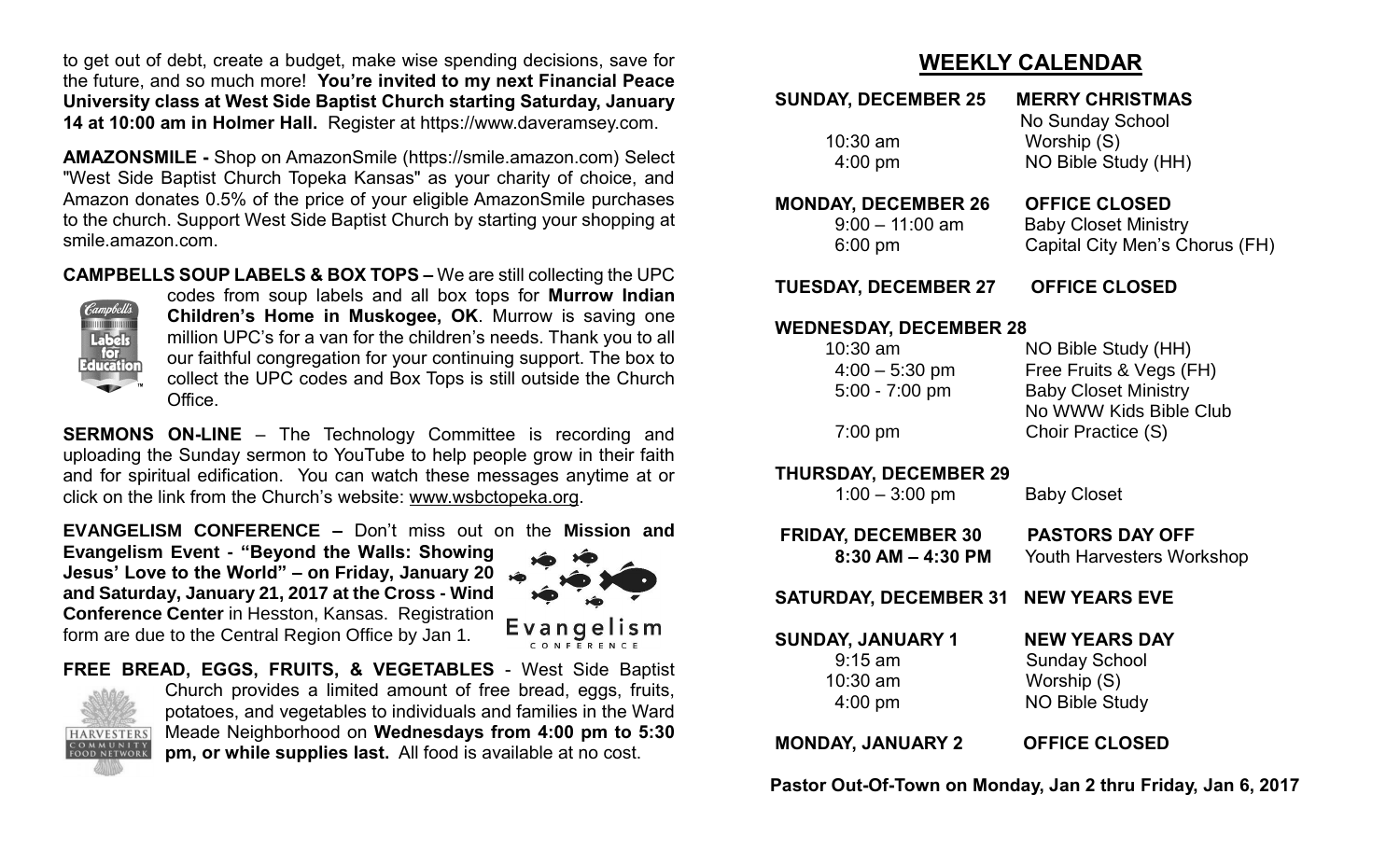to get out of debt, create a budget, make wise spending decisions, save for the future, and so much more! **You're invited to my next Financial Peace University class at West Side Baptist Church starting Saturday, January 14 at 10:00 am in Holmer Hall.** Register at https://www.daveramsey.com.

**AMAZONSMILE -** Shop on AmazonSmile (https://smile.amazon.com) Select "West Side Baptist Church Topeka Kansas" as your charity of choice, and Amazon donates 0.5% of the price of your eligible AmazonSmile purchases to the church. Support West Side Baptist Church by starting your shopping at smile.amazon.com.

**CAMPBELLS SOUP LABELS & BOX TOPS –** We are still collecting the UPC codes from soup labels and all box tops for **Murrow Indian Children's Home in Muskogee, OK**. Murrow is saving one million UPC's for a van for the children's needs. Thank you to all our faithful congregation for your continuing support. The box to collect the UPC codes and Box Tops is still outside the Church Office.

**SERMONS ON-LINE** – The Technology Committee is recording and uploading the Sunday sermon to YouTube to help people grow in their faith and for spiritual edification. You can watch these messages anytime at or click on the link from the Church's website: www.wsbctopeka.org.

**EVANGELISM CONFERENCE –** Don't miss out on the **Mission and Evangelism Event - "Beyond the Walls: Showing Jesus' Love to the World" – on Friday, January 20 and Saturday, January 21, 2017 at the Cross - Wind Conference Center** in Hesston, Kansas. Registration form are due to the Central Region Office by Jan 1.

**FREE BREAD, EGGS, FRUITS, & VEGETABLES** - West Side Baptist Church provides a limited amount of free bread, eggs, fruits, potatoes, and vegetables to individuals and families in the Ward Meade Neighborhood on **Wednesdays from 4:00 pm to 5:30 pm, or while supplies last.** All food is available at no cost.

## WEEKLY CALENDAR

**SUNDAY, DECEMBER 25 — MERRY CHRISTMAS**
No Sunday School
10:30 am — Worship (S)
4:00 pm — NO Bible Study (HH)

**MONDAY, DECEMBER 26 — OFFICE CLOSED**
9:00 – 11:00 am — Baby Closet Ministry
6:00 pm — Capital City Men's Chorus (FH)

**TUESDAY, DECEMBER 27 — OFFICE CLOSED**

**WEDNESDAY, DECEMBER 28**
10:30 am — NO Bible Study (HH)
4:00 – 5:30 pm — Free Fruits & Vegs (FH)
5:00 - 7:00 pm — Baby Closet Ministry
No WWW Kids Bible Club
7:00 pm — Choir Practice (S)

**THURSDAY, DECEMBER 29**
1:00 – 3:00 pm — Baby Closet

**FRIDAY, DECEMBER 30 — PASTORS DAY OFF**
**8:30 AM – 4:30 PM** — Youth Harvesters Workshop

**SATURDAY, DECEMBER 31 — NEW YEARS EVE**

**SUNDAY, JANUARY 1 — NEW YEARS DAY**
9:15 am — Sunday School
10:30 am — Worship (S)
4:00 pm — NO Bible Study

**MONDAY, JANUARY 2 — OFFICE CLOSED**

**Pastor Out-Of-Town on Monday, Jan 2 thru Friday, Jan 6, 2017**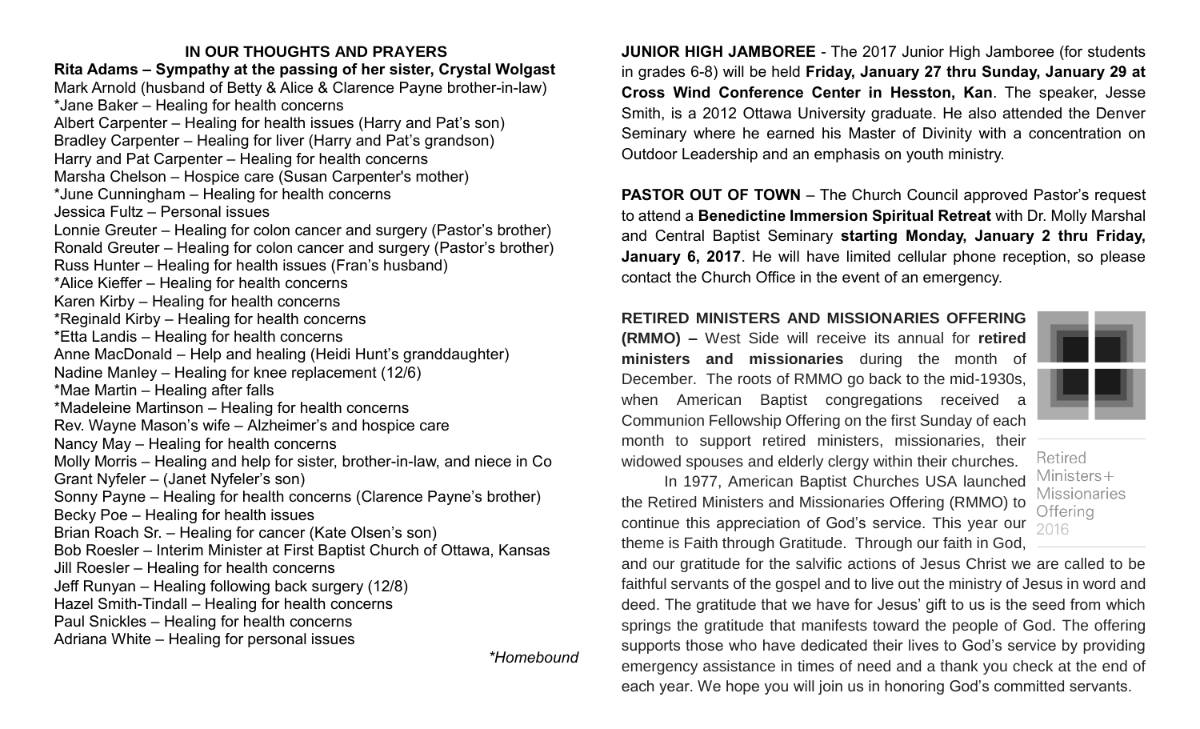## IN OUR THOUGHTS AND PRAYERS

**Rita Adams – Sympathy at the passing of her sister, Crystal Wolgast**
Mark Arnold (husband of Betty & Alice & Clarence Payne brother-in-law)
*Jane Baker – Healing for health concerns
Albert Carpenter – Healing for health issues (Harry and Pat's son)
Bradley Carpenter – Healing for liver (Harry and Pat's grandson)
Harry and Pat Carpenter – Healing for health concerns
Marsha Chelson – Hospice care (Susan Carpenter's mother)
*June Cunningham – Healing for health concerns
Jessica Fultz – Personal issues
Lonnie Greuter – Healing for colon cancer and surgery (Pastor's brother)
Ronald Greuter – Healing for colon cancer and surgery (Pastor's brother)
Russ Hunter – Healing for health issues (Fran's husband)
*Alice Kieffer – Healing for health concerns
Karen Kirby – Healing for health concerns
*Reginald Kirby – Healing for health concerns
*Etta Landis – Healing for health concerns
Anne MacDonald – Help and healing (Heidi Hunt's granddaughter)
Nadine Manley – Healing for knee replacement (12/6)
*Mae Martin – Healing after falls
*Madeleine Martinson – Healing for health concerns
Rev. Wayne Mason's wife – Alzheimer's and hospice care
Nancy May – Healing for health concerns
Molly Morris – Healing and help for sister, brother-in-law, and niece in Co
Grant Nyfeler – (Janet Nyfeler's son)
Sonny Payne – Healing for health concerns (Clarence Payne's brother)
Becky Poe – Healing for health issues
Brian Roach Sr. – Healing for cancer (Kate Olsen's son)
Bob Roesler – Interim Minister at First Baptist Church of Ottawa, Kansas
Jill Roesler – Healing for health concerns
Jeff Runyan – Healing following back surgery (12/8)
Hazel Smith-Tindall – Healing for health concerns
Paul Snickles – Healing for health concerns
Adriana White – Healing for personal issues

*\*Homebound*

**JUNIOR HIGH JAMBOREE** - The 2017 Junior High Jamboree (for students in grades 6-8) will be held **Friday, January 27 thru Sunday, January 29 at Cross Wind Conference Center in Hesston, Kan**. The speaker, Jesse Smith, is a 2012 Ottawa University graduate. He also attended the Denver Seminary where he earned his Master of Divinity with a concentration on Outdoor Leadership and an emphasis on youth ministry.

**PASTOR OUT OF TOWN** – The Church Council approved Pastor's request to attend a **Benedictine Immersion Spiritual Retreat** with Dr. Molly Marshal and Central Baptist Seminary **starting Monday, January 2 thru Friday, January 6, 2017**. He will have limited cellular phone reception, so please contact the Church Office in the event of an emergency.

**RETIRED MINISTERS AND MISSIONARIES OFFERING (RMMO) –** West Side will receive its annual for **retired ministers and missionaries** during the month of December. The roots of RMMO go back to the mid-1930s, when American Baptist congregations received a Communion Fellowship Offering on the first Sunday of each month to support retired ministers, missionaries, their widowed spouses and elderly clergy within their churches.

Retired Ministers+ Missionaries Offering 2016

In 1977, American Baptist Churches USA launched the Retired Ministers and Missionaries Offering (RMMO) to continue this appreciation of God's service. This year our theme is Faith through Gratitude. Through our faith in God, and our gratitude for the salvific actions of Jesus Christ we are called to be faithful servants of the gospel and to live out the ministry of Jesus in word and deed. The gratitude that we have for Jesus' gift to us is the seed from which springs the gratitude that manifests toward the people of God. The offering supports those who have dedicated their lives to God's service by providing emergency assistance in times of need and a thank you check at the end of each year. We hope you will join us in honoring God's committed servants.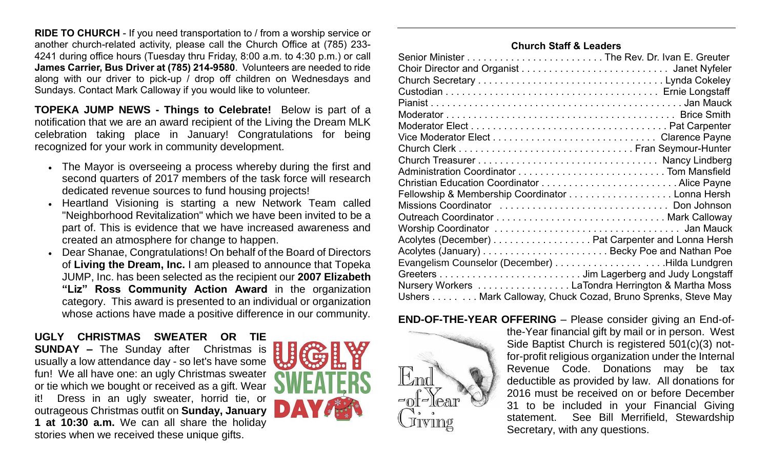**RIDE TO CHURCH** - If you need transportation to / from a worship service or another church-related activity, please call the Church Office at (785) 233-4241 during office hours (Tuesday thru Friday, 8:00 a.m. to 4:30 p.m.) or call **James Carrier, Bus Driver at (785) 214-9580**. Volunteers are needed to ride along with our driver to pick-up / drop off children on Wednesdays and Sundays. Contact Mark Calloway if you would like to volunteer.

**TOPEKA JUMP NEWS - Things to Celebrate!** Below is part of a notification that we are an award recipient of the Living the Dream MLK celebration taking place in January! Congratulations for being recognized for your work in community development.

- The Mayor is overseeing a process whereby during the first and second quarters of 2017 members of the task force will research dedicated revenue sources to fund housing projects!
- Heartland Visioning is starting a new Network Team called "Neighborhood Revitalization" which we have been invited to be a part of. This is evidence that we have increased awareness and created an atmosphere for change to happen.
- Dear Shanae, Congratulations! On behalf of the Board of Directors of **Living the Dream, Inc.** I am pleased to announce that Topeka JUMP, Inc. has been selected as the recipient our **2007 Elizabeth "Liz" Ross Community Action Award** in the organization category. This award is presented to an individual or organization whose actions have made a positive difference in our community.

**UGLY CHRISTMAS SWEATER OR TIE SUNDAY –** The Sunday after Christmas is usually a low attendance day - so let's have some fun! We all have one: an ugly Christmas sweater or tie which we bought or received as a gift. Wear it! Dress in an ugly sweater, horrid tie, or outrageous Christmas outfit on **Sunday, January 1 at 10:30 a.m.** We can all share the holiday stories when we received these unique gifts.

UGLY SWEATERS DAY

**Church Staff & Leaders**

| | |
|---|---|
| Senior Minister | The Rev. Dr. Ivan E. Greuter |
| Choir Director and Organist | Janet Nyfeler |
| Church Secretary | Lynda Cokeley |
| Custodian | Ernie Longstaff |
| Pianist | Jan Mauck |
| Moderator | Brice Smith |
| Moderator Elect | Pat Carpenter |
| Vice Moderator Elect | Clarence Payne |
| Church Clerk | Fran Seymour-Hunter |
| Church Treasurer | Nancy Lindberg |
| Administration Coordinator | Tom Mansfield |
| Christian Education Coordinator | Alice Payne |
| Fellowship & Membership Coordinator | Lonna Hersh |
| Missions Coordinator | Don Johnson |
| Outreach Coordinator | Mark Calloway |
| Worship Coordinator | Jan Mauck |
| Acolytes (December) | Pat Carpenter and Lonna Hersh |
| Acolytes (January) | Becky Poe and Nathan Poe |
| Evangelism Counselor (December) | Hilda Lundgren |
| Greeters | Jim Lagerberg and Judy Longstaff |
| Nursery Workers | LaTondra Herrington & Martha Moss |
| Ushers | Mark Calloway, Chuck Cozad, Bruno Sprenks, Steve May |

**END-OF-THE-YEAR OFFERING** – Please consider giving an End-of-the-Year financial gift by mail or in person. West Side Baptist Church is registered 501(c)(3) not-for-profit religious organization under the Internal Revenue Code. Donations may be tax deductible as provided by law. All donations for 2016 must be received on or before December 31 to be included in your Financial Giving statement. See Bill Merrifield, Stewardship Secretary, with any questions.

End-of-Year Giving